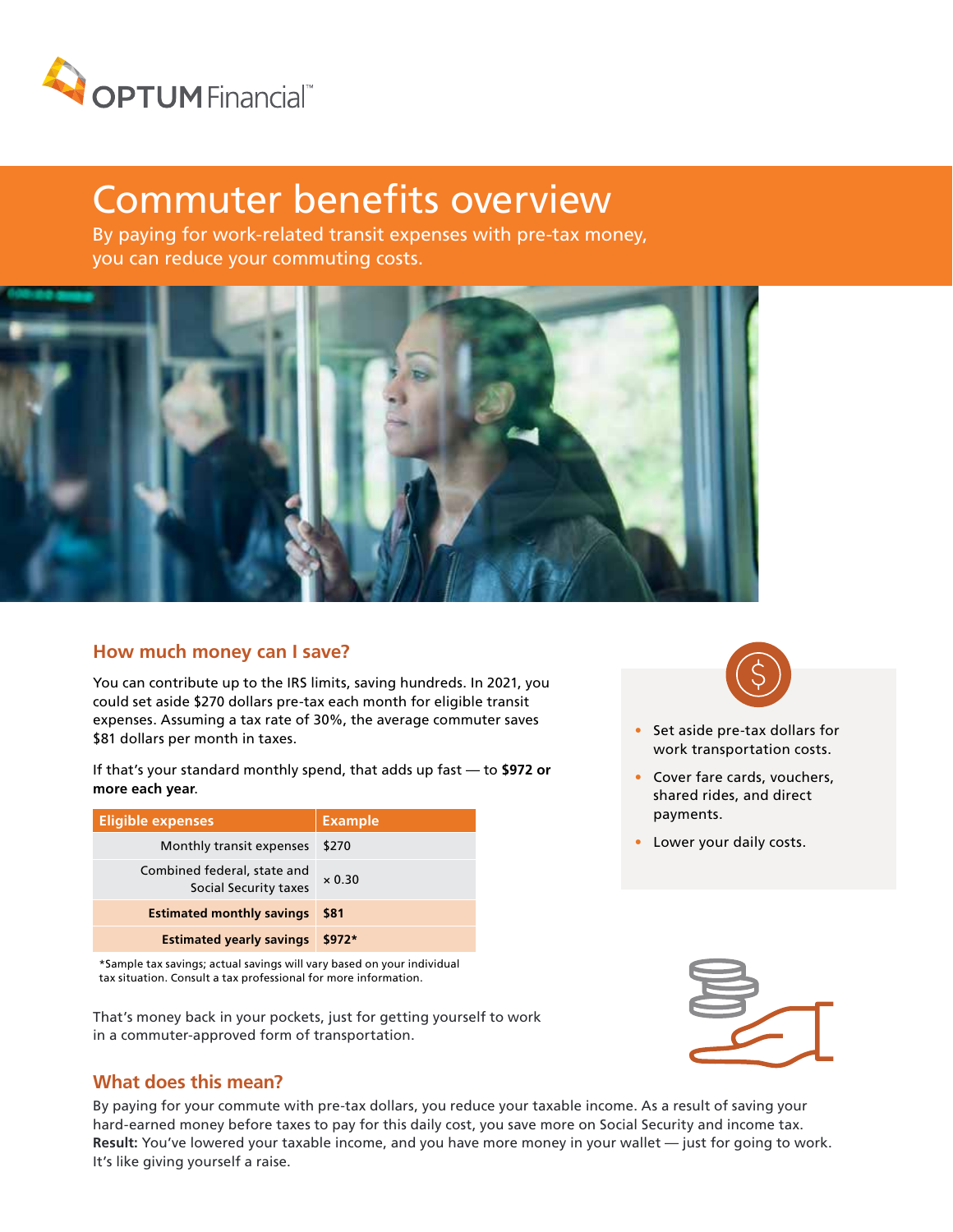OPTUM Financial™

# Commuter benefits overview

By paying for work-related transit expenses with pre-tax money, you can reduce your commuting costs.

## How much money can I save?

You can contribute up to the IRS limits, saving hundreds. In 2021, you could set aside $270 dollars pre-tax each month for eligible transit expenses. Assuming a tax rate of 30%, the average commuter saves $81 dollars per month in taxes.

If that's your standard monthly spend, that adds up fast — to **$972 or more each year**.

| Eligible expenses | Example |
|---|---|
| Monthly transit expenses | $270 |
| Combined federal, state and Social Security taxes | × 0.30 |
| **Estimated monthly savings** | **$81** |
| **Estimated yearly savings** | **$972*** |

*Sample tax savings; actual savings will vary based on your individual tax situation. Consult a tax professional for more information.

That's money back in your pockets, just for getting yourself to work in a commuter-approved form of transportation.

- Set aside pre-tax dollars for work transportation costs.
- Cover fare cards, vouchers, shared rides, and direct payments.
- Lower your daily costs.

## What does this mean?

By paying for your commute with pre-tax dollars, you reduce your taxable income. As a result of saving your hard-earned money before taxes to pay for this daily cost, you save more on Social Security and income tax. **Result:** You've lowered your taxable income, and you have more money in your wallet — just for going to work. It's like giving yourself a raise.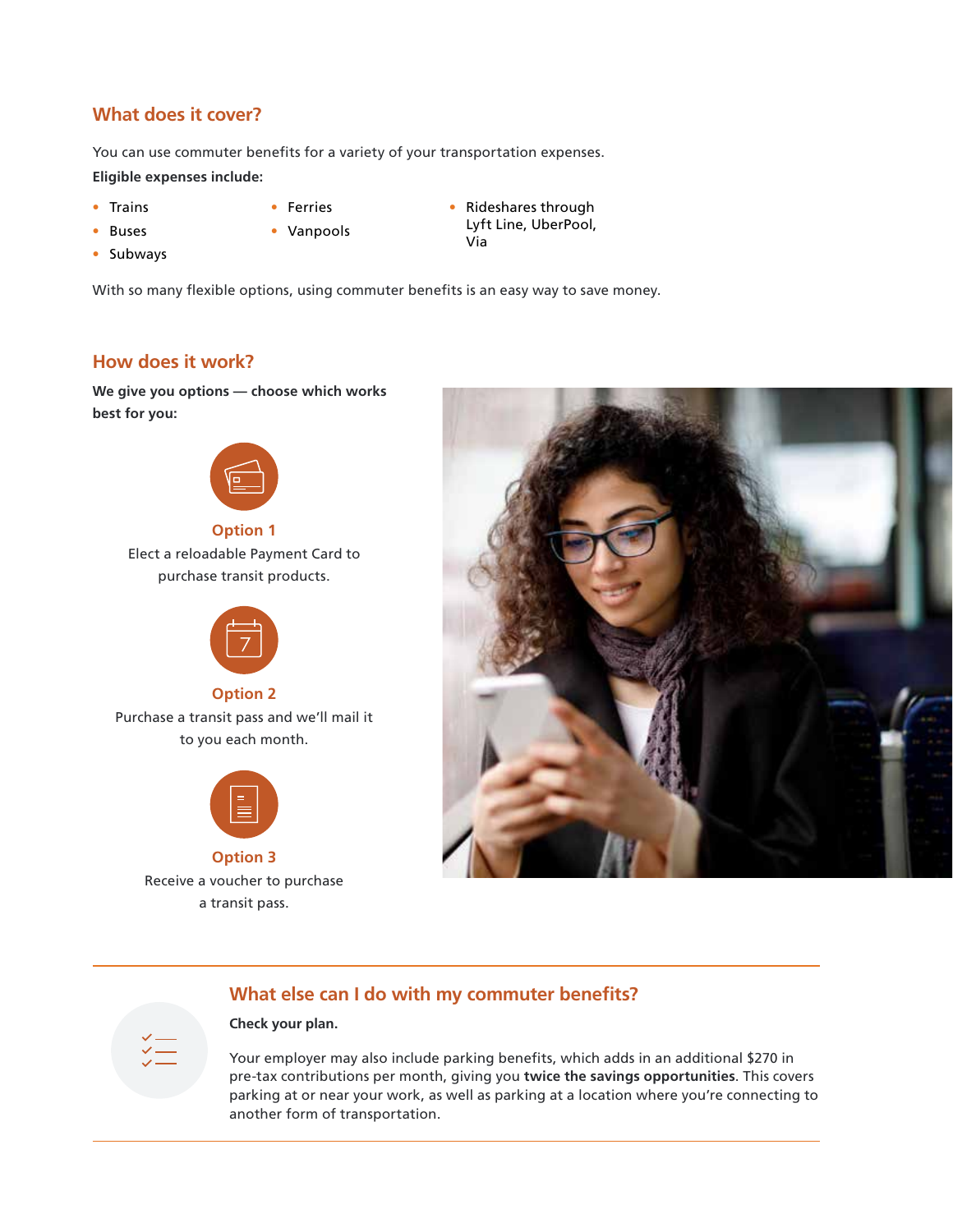## What does it cover?

You can use commuter benefits for a variety of your transportation expenses.

**Eligible expenses include:**

- Trains
- Buses
- Subways
- Ferries
- Vanpools
- Rideshares through Lyft Line, UberPool, Via

With so many flexible options, using commuter benefits is an easy way to save money.

## How does it work?

**We give you options — choose which works best for you:**

### Option 1

Elect a reloadable Payment Card to purchase transit products.

### Option 2

Purchase a transit pass and we'll mail it to you each month.

### Option 3

Receive a voucher to purchase a transit pass.

## What else can I do with my commuter benefits?

**Check your plan.**

Your employer may also include parking benefits, which adds in an additional $270 in pre-tax contributions per month, giving you **twice the savings opportunities**. This covers parking at or near your work, as well as parking at a location where you're connecting to another form of transportation.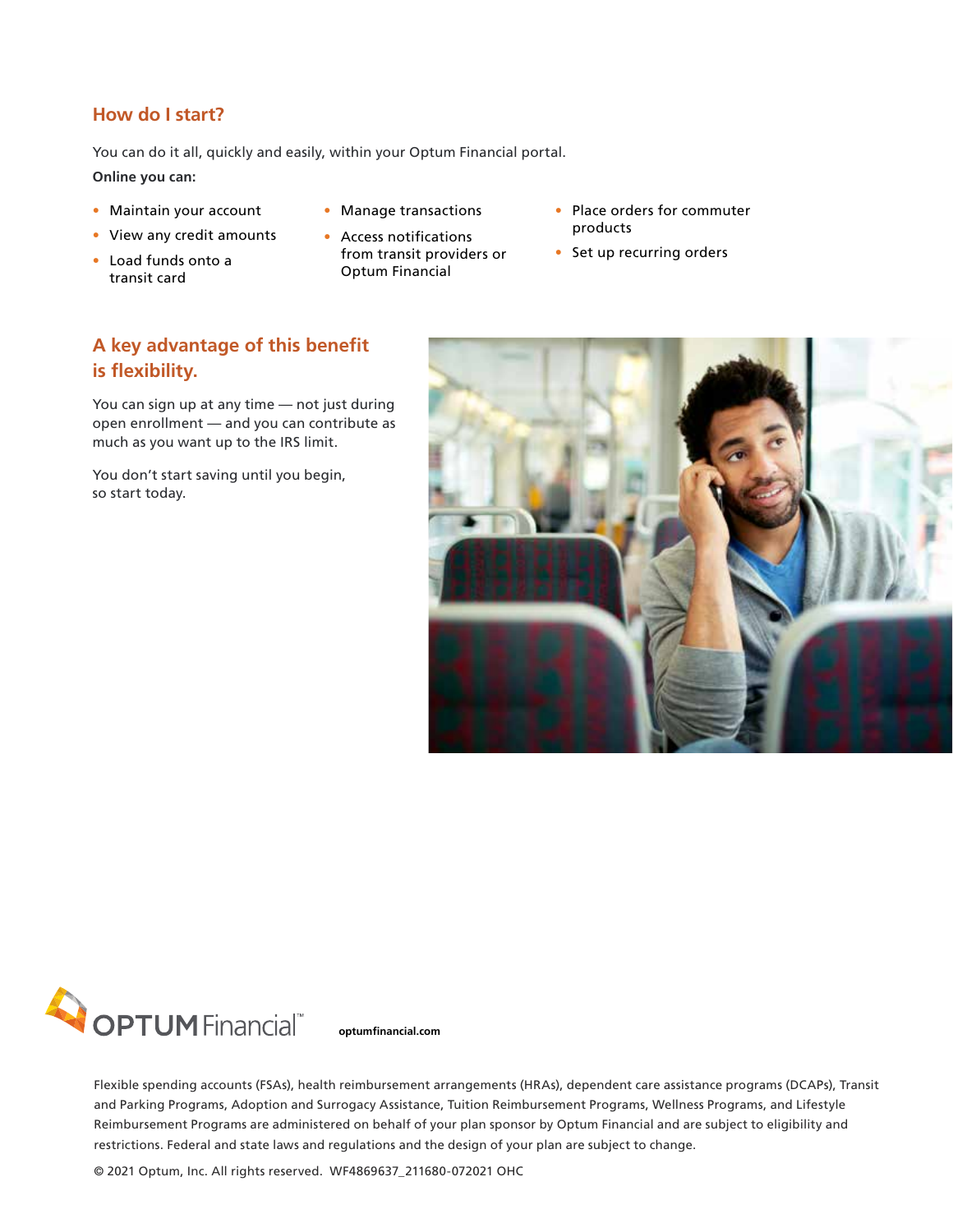## How do I start?

You can do it all, quickly and easily, within your Optum Financial portal.

**Online you can:**

- Maintain your account
- View any credit amounts
- Load funds onto a transit card
- Manage transactions
- Access notifications from transit providers or Optum Financial
- Place orders for commuter products
- Set up recurring orders

## A key advantage of this benefit is flexibility.

You can sign up at any time — not just during open enrollment — and you can contribute as much as you want up to the IRS limit.

You don't start saving until you begin, so start today.

OPTUM Financial™

**optumfinancial.com**

Flexible spending accounts (FSAs), health reimbursement arrangements (HRAs), dependent care assistance programs (DCAPs), Transit and Parking Programs, Adoption and Surrogacy Assistance, Tuition Reimbursement Programs, Wellness Programs, and Lifestyle Reimbursement Programs are administered on behalf of your plan sponsor by Optum Financial and are subject to eligibility and restrictions. Federal and state laws and regulations and the design of your plan are subject to change.

© 2021 Optum, Inc. All rights reserved. WF4869637_211680-072021 OHC